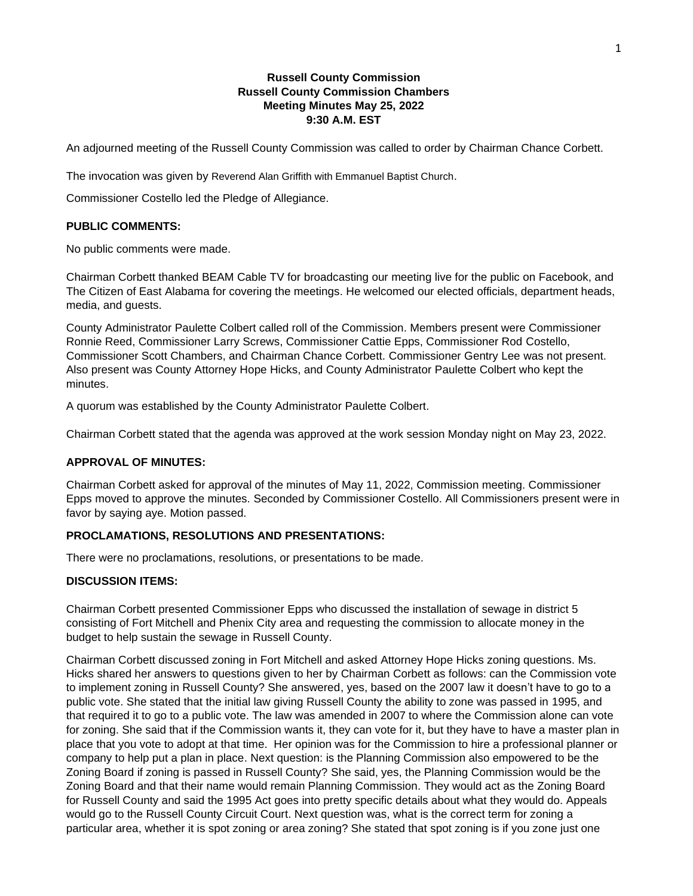**Russell County Commission**
**Russell County Commission Chambers**
**Meeting Minutes May 25, 2022**
**9:30 A.M. EST**

An adjourned meeting of the Russell County Commission was called to order by Chairman Chance Corbett.

The invocation was given by Reverend Alan Griffith with Emmanuel Baptist Church.

Commissioner Costello led the Pledge of Allegiance.

### PUBLIC COMMENTS:

No public comments were made.

Chairman Corbett thanked BEAM Cable TV for broadcasting our meeting live for the public on Facebook, and The Citizen of East Alabama for covering the meetings. He welcomed our elected officials, department heads, media, and guests.

County Administrator Paulette Colbert called roll of the Commission. Members present were Commissioner Ronnie Reed, Commissioner Larry Screws, Commissioner Cattie Epps, Commissioner Rod Costello, Commissioner Scott Chambers, and Chairman Chance Corbett. Commissioner Gentry Lee was not present. Also present was County Attorney Hope Hicks, and County Administrator Paulette Colbert who kept the minutes.

A quorum was established by the County Administrator Paulette Colbert.

Chairman Corbett stated that the agenda was approved at the work session Monday night on May 23, 2022.

### APPROVAL OF MINUTES:

Chairman Corbett asked for approval of the minutes of May 11, 2022, Commission meeting. Commissioner Epps moved to approve the minutes. Seconded by Commissioner Costello. All Commissioners present were in favor by saying aye. Motion passed.

### PROCLAMATIONS, RESOLUTIONS AND PRESENTATIONS:

There were no proclamations, resolutions, or presentations to be made.

### DISCUSSION ITEMS:

Chairman Corbett presented Commissioner Epps who discussed the installation of sewage in district 5 consisting of Fort Mitchell and Phenix City area and requesting the commission to allocate money in the budget to help sustain the sewage in Russell County.

Chairman Corbett discussed zoning in Fort Mitchell and asked Attorney Hope Hicks zoning questions. Ms. Hicks shared her answers to questions given to her by Chairman Corbett as follows: can the Commission vote to implement zoning in Russell County? She answered, yes, based on the 2007 law it doesn't have to go to a public vote. She stated that the initial law giving Russell County the ability to zone was passed in 1995, and that required it to go to a public vote. The law was amended in 2007 to where the Commission alone can vote for zoning. She said that if the Commission wants it, they can vote for it, but they have to have a master plan in place that you vote to adopt at that time. Her opinion was for the Commission to hire a professional planner or company to help put a plan in place. Next question: is the Planning Commission also empowered to be the Zoning Board if zoning is passed in Russell County? She said, yes, the Planning Commission would be the Zoning Board and that their name would remain Planning Commission. They would act as the Zoning Board for Russell County and said the 1995 Act goes into pretty specific details about what they would do. Appeals would go to the Russell County Circuit Court. Next question was, what is the correct term for zoning a particular area, whether it is spot zoning or area zoning? She stated that spot zoning is if you zone just one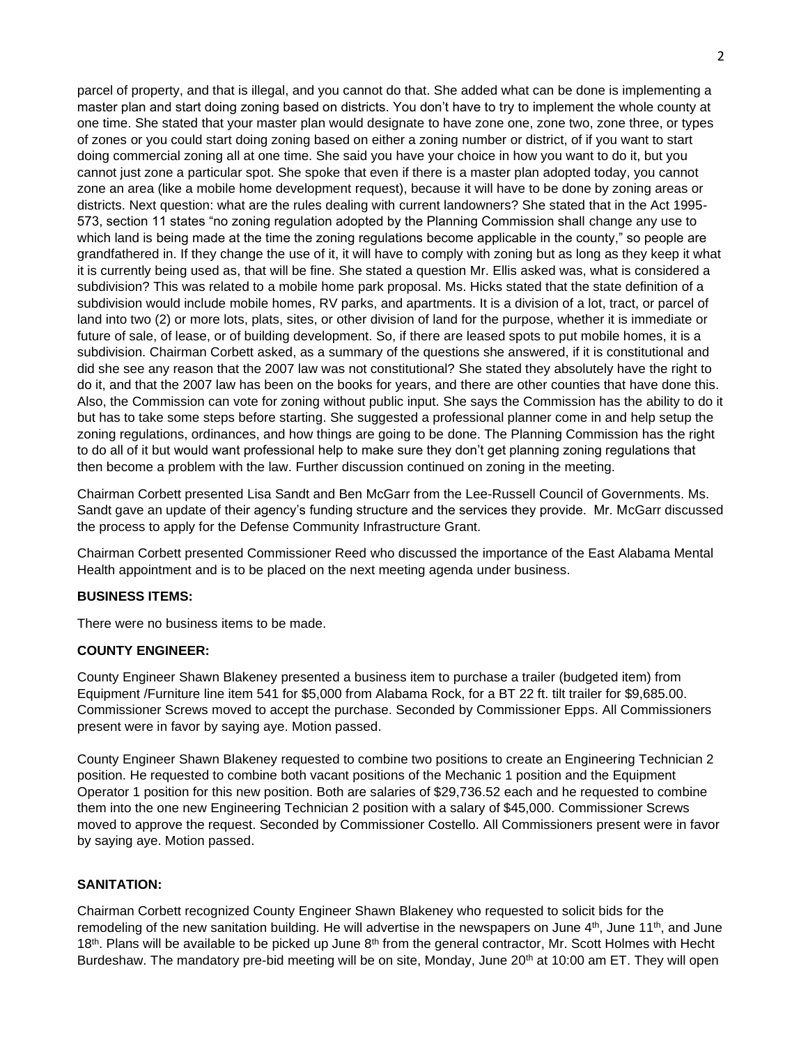parcel of property, and that is illegal, and you cannot do that. She added what can be done is implementing a master plan and start doing zoning based on districts. You don't have to try to implement the whole county at one time. She stated that your master plan would designate to have zone one, zone two, zone three, or types of zones or you could start doing zoning based on either a zoning number or district, of if you want to start doing commercial zoning all at one time. She said you have your choice in how you want to do it, but you cannot just zone a particular spot. She spoke that even if there is a master plan adopted today, you cannot zone an area (like a mobile home development request), because it will have to be done by zoning areas or districts. Next question: what are the rules dealing with current landowners? She stated that in the Act 1995-573, section 11 states "no zoning regulation adopted by the Planning Commission shall change any use to which land is being made at the time the zoning regulations become applicable in the county," so people are grandfathered in. If they change the use of it, it will have to comply with zoning but as long as they keep it what it is currently being used as, that will be fine. She stated a question Mr. Ellis asked was, what is considered a subdivision? This was related to a mobile home park proposal. Ms. Hicks stated that the state definition of a subdivision would include mobile homes, RV parks, and apartments. It is a division of a lot, tract, or parcel of land into two (2) or more lots, plats, sites, or other division of land for the purpose, whether it is immediate or future of sale, of lease, or of building development. So, if there are leased spots to put mobile homes, it is a subdivision. Chairman Corbett asked, as a summary of the questions she answered, if it is constitutional and did she see any reason that the 2007 law was not constitutional? She stated they absolutely have the right to do it, and that the 2007 law has been on the books for years, and there are other counties that have done this. Also, the Commission can vote for zoning without public input. She says the Commission has the ability to do it but has to take some steps before starting. She suggested a professional planner come in and help setup the zoning regulations, ordinances, and how things are going to be done. The Planning Commission has the right to do all of it but would want professional help to make sure they don't get planning zoning regulations that then become a problem with the law. Further discussion continued on zoning in the meeting.

Chairman Corbett presented Lisa Sandt and Ben McGarr from the Lee-Russell Council of Governments. Ms. Sandt gave an update of their agency's funding structure and the services they provide. Mr. McGarr discussed the process to apply for the Defense Community Infrastructure Grant.

Chairman Corbett presented Commissioner Reed who discussed the importance of the East Alabama Mental Health appointment and is to be placed on the next meeting agenda under business.

**BUSINESS ITEMS:**

There were no business items to be made.

**COUNTY ENGINEER:**

County Engineer Shawn Blakeney presented a business item to purchase a trailer (budgeted item) from Equipment /Furniture line item 541 for $5,000 from Alabama Rock, for a BT 22 ft. tilt trailer for $9,685.00. Commissioner Screws moved to accept the purchase. Seconded by Commissioner Epps. All Commissioners present were in favor by saying aye. Motion passed.

County Engineer Shawn Blakeney requested to combine two positions to create an Engineering Technician 2 position. He requested to combine both vacant positions of the Mechanic 1 position and the Equipment Operator 1 position for this new position. Both are salaries of $29,736.52 each and he requested to combine them into the one new Engineering Technician 2 position with a salary of $45,000. Commissioner Screws moved to approve the request. Seconded by Commissioner Costello. All Commissioners present were in favor by saying aye. Motion passed.

**SANITATION:**

Chairman Corbett recognized County Engineer Shawn Blakeney who requested to solicit bids for the remodeling of the new sanitation building. He will advertise in the newspapers on June 4th, June 11th, and June 18th. Plans will be available to be picked up June 8th from the general contractor, Mr. Scott Holmes with Hecht Burdeshaw. The mandatory pre-bid meeting will be on site, Monday, June 20th at 10:00 am ET. They will open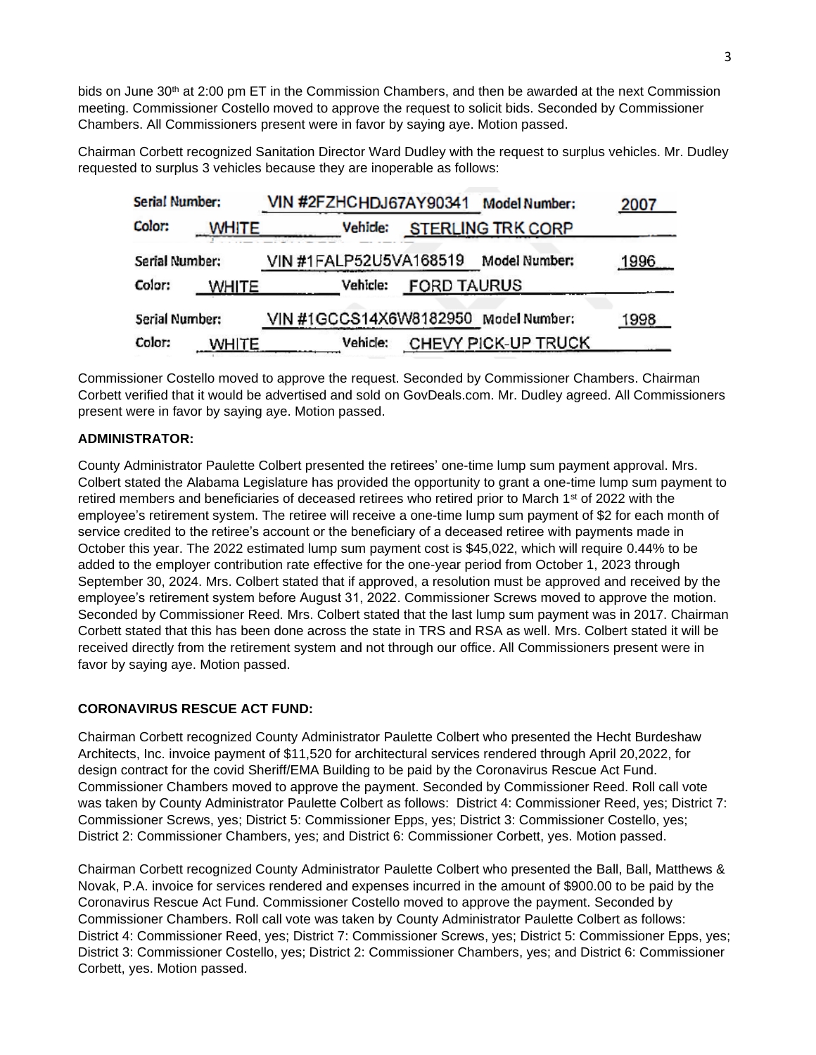bids on June 30th at 2:00 pm ET in the Commission Chambers, and then be awarded at the next Commission meeting. Commissioner Costello moved to approve the request to solicit bids. Seconded by Commissioner Chambers. All Commissioners present were in favor by saying aye. Motion passed.

Chairman Corbett recognized Sanitation Director Ward Dudley with the request to surplus vehicles. Mr. Dudley requested to surplus 3 vehicles because they are inoperable as follows:

| Serial Number: | VIN #2FZHCHDJ67AY90341 | Model Number: | 2007 |
|---|---|---|---|
| Color: WHITE | Vehicle: | STERLING TRK CORP | |
| Serial Number: | VIN #1FALP52U5VA168519 | Model Number: | 1996 |
| Color: WHITE | Vehicle: | FORD TAURUS | |
| Serial Number: | VIN #1GCCS14X6W8182950 | Model Number: | 1998 |
| Color: WHITE | Vehicle: | CHEVY PICK-UP TRUCK | |

Commissioner Costello moved to approve the request. Seconded by Commissioner Chambers. Chairman Corbett verified that it would be advertised and sold on GovDeals.com. Mr. Dudley agreed. All Commissioners present were in favor by saying aye. Motion passed.

**ADMINISTRATOR:**

County Administrator Paulette Colbert presented the retirees' one-time lump sum payment approval. Mrs. Colbert stated the Alabama Legislature has provided the opportunity to grant a one-time lump sum payment to retired members and beneficiaries of deceased retirees who retired prior to March 1st of 2022 with the employee's retirement system. The retiree will receive a one-time lump sum payment of $2 for each month of service credited to the retiree's account or the beneficiary of a deceased retiree with payments made in October this year. The 2022 estimated lump sum payment cost is $45,022, which will require 0.44% to be added to the employer contribution rate effective for the one-year period from October 1, 2023 through September 30, 2024. Mrs. Colbert stated that if approved, a resolution must be approved and received by the employee's retirement system before August 31, 2022. Commissioner Screws moved to approve the motion. Seconded by Commissioner Reed. Mrs. Colbert stated that the last lump sum payment was in 2017. Chairman Corbett stated that this has been done across the state in TRS and RSA as well. Mrs. Colbert stated it will be received directly from the retirement system and not through our office. All Commissioners present were in favor by saying aye. Motion passed.

**CORONAVIRUS RESCUE ACT FUND:**

Chairman Corbett recognized County Administrator Paulette Colbert who presented the Hecht Burdeshaw Architects, Inc. invoice payment of $11,520 for architectural services rendered through April 20,2022, for design contract for the covid Sheriff/EMA Building to be paid by the Coronavirus Rescue Act Fund. Commissioner Chambers moved to approve the payment. Seconded by Commissioner Reed. Roll call vote was taken by County Administrator Paulette Colbert as follows: District 4: Commissioner Reed, yes; District 7: Commissioner Screws, yes; District 5: Commissioner Epps, yes; District 3: Commissioner Costello, yes; District 2: Commissioner Chambers, yes; and District 6: Commissioner Corbett, yes. Motion passed.

Chairman Corbett recognized County Administrator Paulette Colbert who presented the Ball, Ball, Matthews & Novak, P.A. invoice for services rendered and expenses incurred in the amount of $900.00 to be paid by the Coronavirus Rescue Act Fund. Commissioner Costello moved to approve the payment. Seconded by Commissioner Chambers. Roll call vote was taken by County Administrator Paulette Colbert as follows: District 4: Commissioner Reed, yes; District 7: Commissioner Screws, yes; District 5: Commissioner Epps, yes; District 3: Commissioner Costello, yes; District 2: Commissioner Chambers, yes; and District 6: Commissioner Corbett, yes. Motion passed.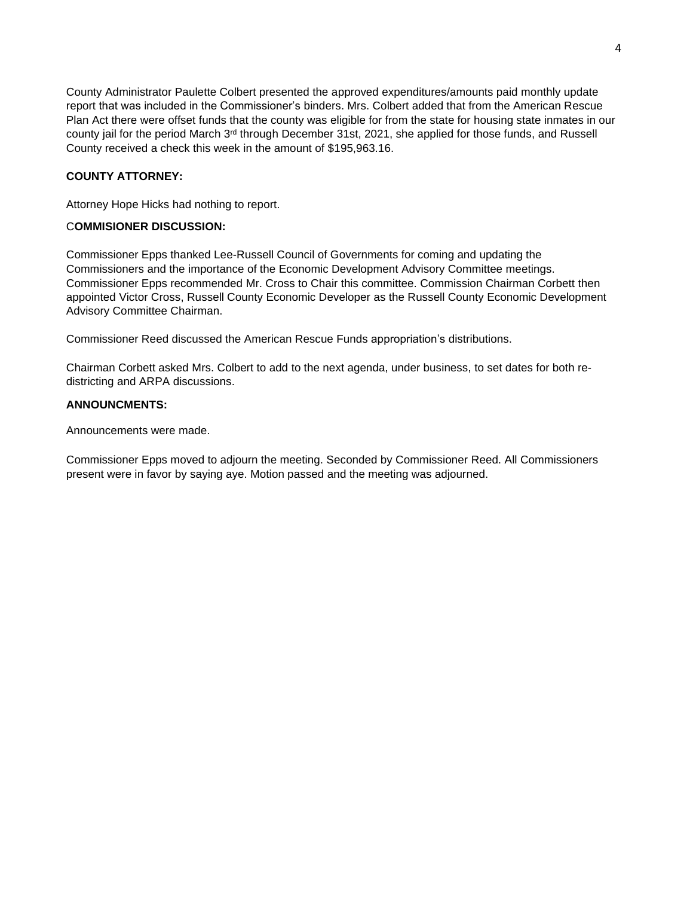County Administrator Paulette Colbert presented the approved expenditures/amounts paid monthly update report that was included in the Commissioner's binders. Mrs. Colbert added that from the American Rescue Plan Act there were offset funds that the county was eligible for from the state for housing state inmates in our county jail for the period March 3rd through December 31st, 2021, she applied for those funds, and Russell County received a check this week in the amount of $195,963.16.

**COUNTY ATTORNEY:**

Attorney Hope Hicks had nothing to report.

**COMMISIONER DISCUSSION:**

Commissioner Epps thanked Lee-Russell Council of Governments for coming and updating the Commissioners and the importance of the Economic Development Advisory Committee meetings. Commissioner Epps recommended Mr. Cross to Chair this committee. Commission Chairman Corbett then appointed Victor Cross, Russell County Economic Developer as the Russell County Economic Development Advisory Committee Chairman.

Commissioner Reed discussed the American Rescue Funds appropriation's distributions.

Chairman Corbett asked Mrs. Colbert to add to the next agenda, under business, to set dates for both re-districting and ARPA discussions.

**ANNOUNCMENTS:**

Announcements were made.

Commissioner Epps moved to adjourn the meeting. Seconded by Commissioner Reed. All Commissioners present were in favor by saying aye. Motion passed and the meeting was adjourned.